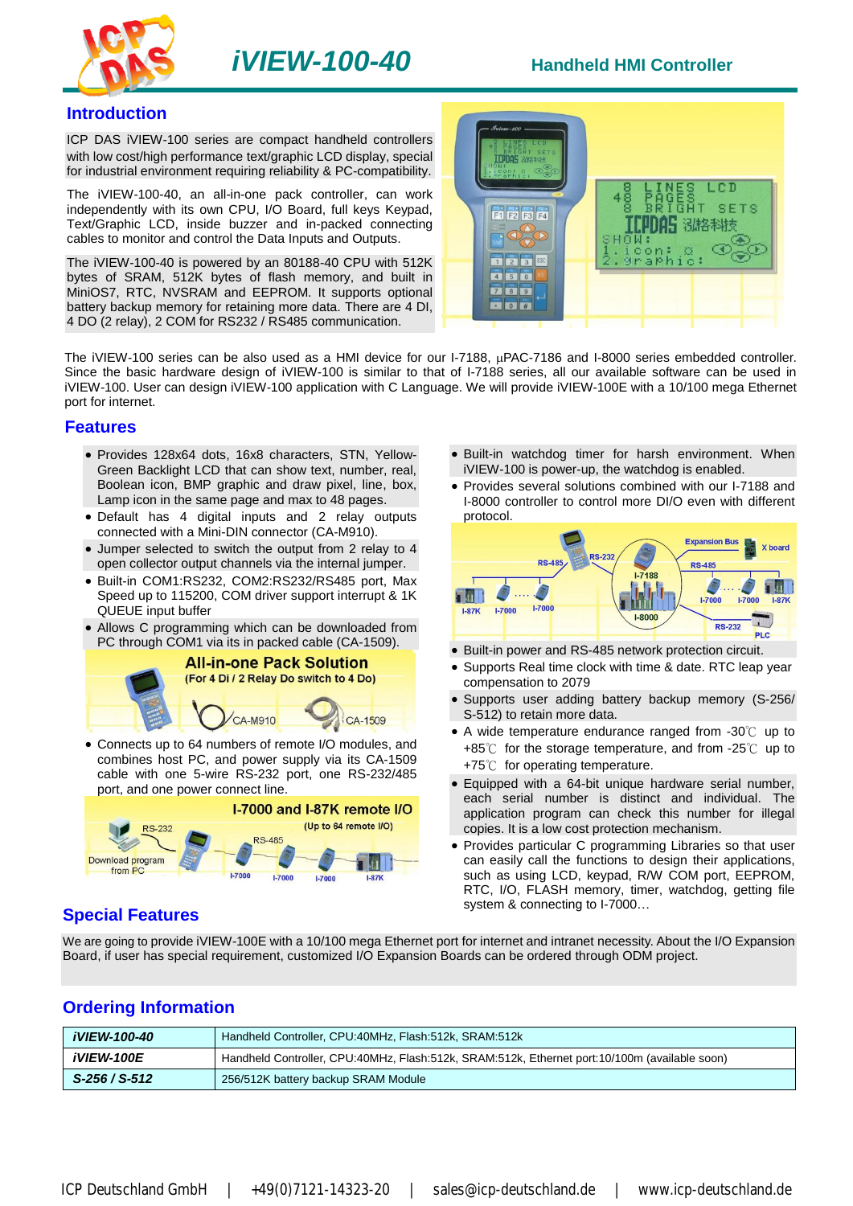# iVIEW-100-40

**Handheld HMI Controller**

## Introduction

ICP DAS iVIEW-100 series are compact handheld controllers with low cost/high performance text/graphic LCD display, special for industrial environment requiring reliability & PC-compatibility.

The iVIEW-100-40, an all-in-one pack controller, can work independently with its own CPU, I/O Board, full keys Keypad, Text/Graphic LCD, inside buzzer and in-packed connecting cables to monitor and control the Data Inputs and Outputs.

The iVIEW-100-40 is powered by an 80188-40 CPU with 512K bytes of SRAM, 512K bytes of flash memory, and built in MiniOS7, RTC, NVSRAM and EEPROM. It supports optional battery backup memory for retaining more data. There are 4 DI, 4 DO (2 relay), 2 COM for RS232 / RS485 communication.

The iVIEW-100 series can be also used as a HMI device for our I-7188, µPAC-7186 and I-8000 series embedded controller. Since the basic hardware design of iVIEW-100 is similar to that of I-7188 series, all our available software can be used in iVIEW-100. User can design iVIEW-100 application with C Language. We will provide iVIEW-100E with a 10/100 mega Ethernet port for internet.

## Features

- Provides 128x64 dots, 16x8 characters, STN, Yellow-Green Backlight LCD that can show text, number, real, Boolean icon, BMP graphic and draw pixel, line, box, Lamp icon in the same page and max to 48 pages.
- Default has 4 digital inputs and 2 relay outputs connected with a Mini-DIN connector (CA-M910).
- Jumper selected to switch the output from 2 relay to 4 open collector output channels via the internal jumper.
- Built-in COM1:RS232, COM2:RS232/RS485 port, Max Speed up to 115200, COM driver support interrupt & 1K QUEUE input buffer
- Allows C programming which can be downloaded from PC through COM1 via its in packed cable (CA-1509).
- Connects up to 64 numbers of remote I/O modules, and combines host PC, and power supply via its CA-1509 cable with one 5-wire RS-232 port, one RS-232/485 port, and one power connect line.
- Built-in watchdog timer for harsh environment. When iVIEW-100 is power-up, the watchdog is enabled.
- Provides several solutions combined with our I-7188 and I-8000 controller to control more DI/O even with different protocol.
- Built-in power and RS-485 network protection circuit.
- Supports Real time clock with time & date. RTC leap year compensation to 2079
- Supports user adding battery backup memory (S-256/ S-512) to retain more data.
- A wide temperature endurance ranged from -30℃ up to +85℃ for the storage temperature, and from -25℃ up to +75℃ for operating temperature.
- Equipped with a 64-bit unique hardware serial number, each serial number is distinct and individual. The application program can check this number for illegal copies. It is a low cost protection mechanism.
- Provides particular C programming Libraries so that user can easily call the functions to design their applications, such as using LCD, keypad, R/W COM port, EEPROM, RTC, I/O, FLASH memory, timer, watchdog, getting file system & connecting to I-7000…

## Special Features

We are going to provide iVIEW-100E with a 10/100 mega Ethernet port for internet and intranet necessity. About the I/O Expansion Board, if user has special requirement, customized I/O Expansion Boards can be ordered through ODM project.

## Ordering Information

| | |
|---|---|
| ***iVIEW-100-40*** | Handheld Controller, CPU:40MHz, Flash:512k, SRAM:512k |
| ***iVIEW-100E*** | Handheld Controller, CPU:40MHz, Flash:512k, SRAM:512k, Ethernet port:10/100m (available soon) |
| ***S-256 / S-512*** | 256/512K battery backup SRAM Module |

ICP Deutschland GmbH | +49(0)7121-14323-20 | sales@icp-deutschland.de | www.icp-deutschland.de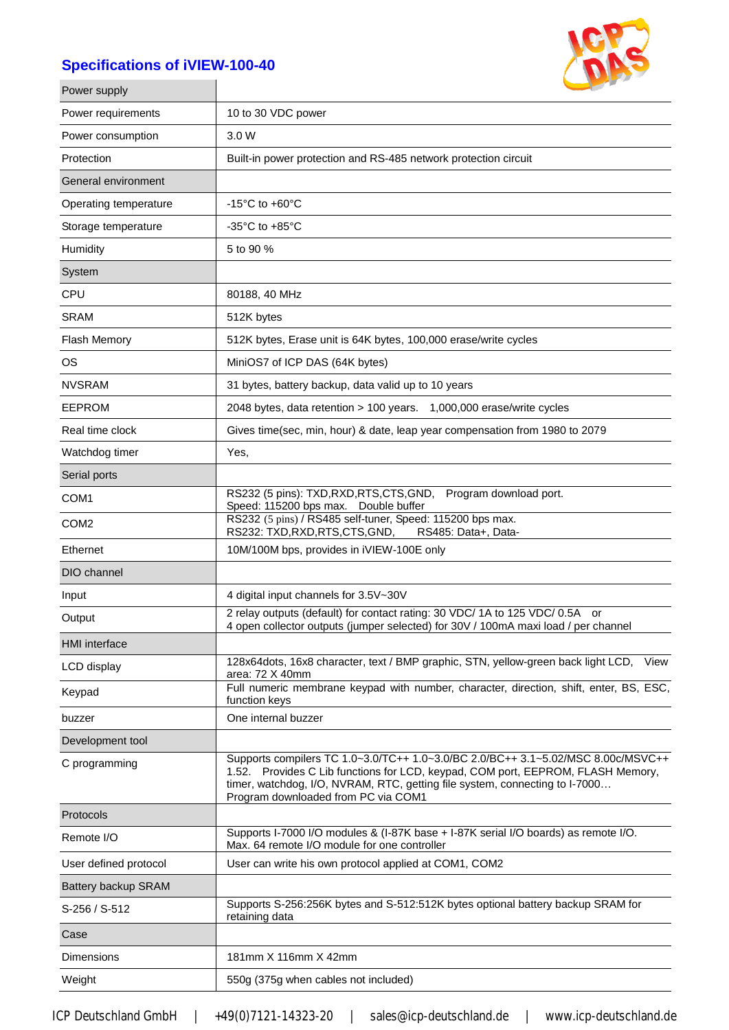## Specifications of iVIEW-100-40

| | |
|---|---|
| Power supply | |
| Power requirements | 10 to 30 VDC power |
| Power consumption | 3.0 W |
| Protection | Built-in power protection and RS-485 network protection circuit |
| General environment | |
| Operating temperature | -15°C to +60°C |
| Storage temperature | -35°C to +85°C |
| Humidity | 5 to 90 % |
| System | |
| CPU | 80188, 40 MHz |
| SRAM | 512K bytes |
| Flash Memory | 512K bytes, Erase unit is 64K bytes, 100,000 erase/write cycles |
| OS | MiniOS7 of ICP DAS (64K bytes) |
| NVSRAM | 31 bytes, battery backup, data valid up to 10 years |
| EEPROM | 2048 bytes, data retention > 100 years. 1,000,000 erase/write cycles |
| Real time clock | Gives time(sec, min, hour) & date, leap year compensation from 1980 to 2079 |
| Watchdog timer | Yes, |
| Serial ports | |
| COM1 | RS232 (5 pins): TXD,RXD,RTS,CTS,GND, Program download port.<br>Speed: 115200 bps max. Double buffer |
| COM2 | RS232 (5 pins) / RS485 self-tuner, Speed: 115200 bps max.<br>RS232: TXD,RXD,RTS,CTS,GND, RS485: Data+, Data- |
| Ethernet | 10M/100M bps, provides in iVIEW-100E only |
| DIO channel | |
| Input | 4 digital input channels for 3.5V~30V |
| Output | 2 relay outputs (default) for contact rating: 30 VDC/ 1A to 125 VDC/ 0.5A or<br>4 open collector outputs (jumper selected) for 30V / 100mA maxi load / per channel |
| HMI interface | |
| LCD display | 128x64dots, 16x8 character, text / BMP graphic, STN, yellow-green back light LCD, View area: 72 X 40mm |
| Keypad | Full numeric membrane keypad with number, character, direction, shift, enter, BS, ESC, function keys |
| buzzer | One internal buzzer |
| Development tool | |
| C programming | Supports compilers TC 1.0~3.0/TC++ 1.0~3.0/BC 2.0/BC++ 3.1~5.02/MSC 8.00c/MSVC++ 1.52. Provides C Lib functions for LCD, keypad, COM port, EEPROM, FLASH Memory, timer, watchdog, I/O, NVRAM, RTC, getting file system, connecting to I-7000…<br>Program downloaded from PC via COM1 |
| Protocols | |
| Remote I/O | Supports I-7000 I/O modules & (I-87K base + I-87K serial I/O boards) as remote I/O.<br>Max. 64 remote I/O module for one controller |
| User defined protocol | User can write his own protocol applied at COM1, COM2 |
| Battery backup SRAM | |
| S-256 / S-512 | Supports S-256:256K bytes and S-512:512K bytes optional battery backup SRAM for retaining data |
| Case | |
| Dimensions | 181mm X 116mm X 42mm |
| Weight | 550g (375g when cables not included) |

ICP Deutschland GmbH | +49(0)7121-14323-20 | sales@icp-deutschland.de | www.icp-deutschland.de